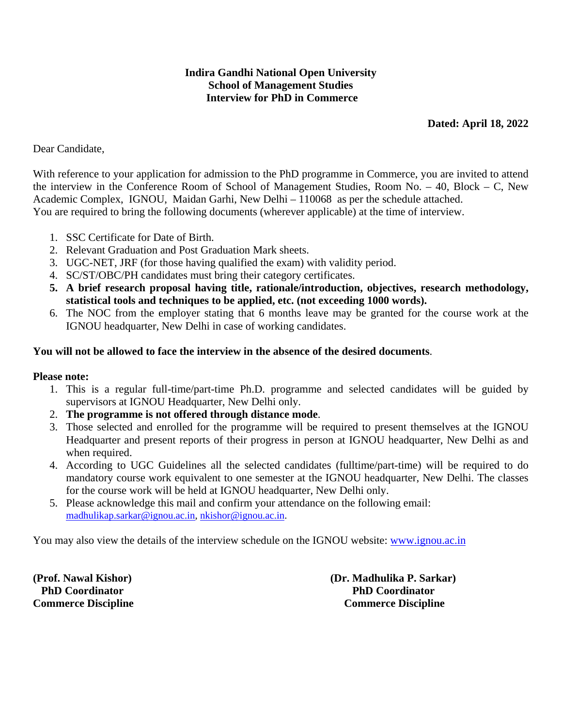**Indira Gandhi National Open University**
**School of Management Studies**
**Interview for PhD in Commerce**

**Dated: April 18, 2022**

Dear Candidate,

With reference to your application for admission to the PhD programme in Commerce, you are invited to attend the interview in the Conference Room of School of Management Studies, Room No. – 40, Block – C, New Academic Complex, IGNOU, Maidan Garhi, New Delhi – 110068 as per the schedule attached.
You are required to bring the following documents (wherever applicable) at the time of interview.

1. SSC Certificate for Date of Birth.
2. Relevant Graduation and Post Graduation Mark sheets.
3. UGC-NET, JRF (for those having qualified the exam) with validity period.
4. SC/ST/OBC/PH candidates must bring their category certificates.
5. **A brief research proposal having title, rationale/introduction, objectives, research methodology, statistical tools and techniques to be applied, etc. (not exceeding 1000 words).**
6. The NOC from the employer stating that 6 months leave may be granted for the course work at the IGNOU headquarter, New Delhi in case of working candidates.

**You will not be allowed to face the interview in the absence of the desired documents**.

**Please note:**

1. This is a regular full-time/part-time Ph.D. programme and selected candidates will be guided by supervisors at IGNOU Headquarter, New Delhi only.
2. **The programme is not offered through distance mode**.
3. Those selected and enrolled for the programme will be required to present themselves at the IGNOU Headquarter and present reports of their progress in person at IGNOU headquarter, New Delhi as and when required.
4. According to UGC Guidelines all the selected candidates (fulltime/part-time) will be required to do mandatory course work equivalent to one semester at the IGNOU headquarter, New Delhi. The classes for the course work will be held at IGNOU headquarter, New Delhi only.
5. Please acknowledge this mail and confirm your attendance on the following email: madhulikap.sarkar@ignou.ac.in, nkishor@ignou.ac.in.

You may also view the details of the interview schedule on the IGNOU website: www.ignou.ac.in

**(Prof. Nawal Kishor)**
**PhD Coordinator**
**Commerce Discipline**

**(Dr. Madhulika P. Sarkar)**
**PhD Coordinator**
**Commerce Discipline**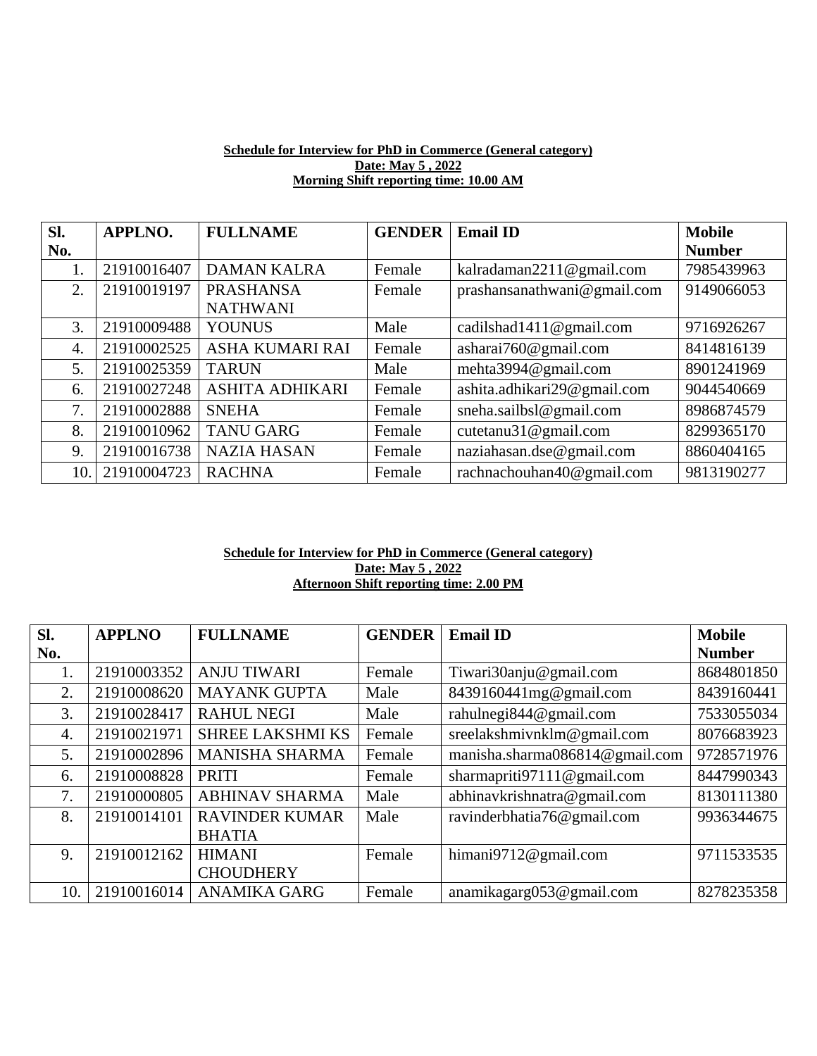**Schedule for Interview for PhD in Commerce (General category)**
**Date: May 5 , 2022**
**Morning Shift reporting time: 10.00 AM**

| Sl. No. | APPLNO. | FULLNAME | GENDER | Email ID | Mobile Number |
|---|---|---|---|---|---|
| 1. | 21910016407 | DAMAN KALRA | Female | kalradaman2211@gmail.com | 7985439963 |
| 2. | 21910019197 | PRASHANSA NATHWANI | Female | prashansanathwani@gmail.com | 9149066053 |
| 3. | 21910009488 | YOUNUS | Male | cadilshad1411@gmail.com | 9716926267 |
| 4. | 21910002525 | ASHA KUMARI RAI | Female | asharai760@gmail.com | 8414816139 |
| 5. | 21910025359 | TARUN | Male | mehta3994@gmail.com | 8901241969 |
| 6. | 21910027248 | ASHITA ADHIKARI | Female | ashita.adhikari29@gmail.com | 9044540669 |
| 7. | 21910002888 | SNEHA | Female | sneha.sailbsl@gmail.com | 8986874579 |
| 8. | 21910010962 | TANU GARG | Female | cutetanu31@gmail.com | 8299365170 |
| 9. | 21910016738 | NAZIA HASAN | Female | naziahasan.dse@gmail.com | 8860404165 |
| 10. | 21910004723 | RACHNA | Female | rachnachouhan40@gmail.com | 9813190277 |

**Schedule for Interview for PhD in Commerce (General category)**
**Date: May 5 , 2022**
**Afternoon Shift reporting time: 2.00 PM**

| Sl. No. | APPLNO | FULLNAME | GENDER | Email ID | Mobile Number |
|---|---|---|---|---|---|
| 1. | 21910003352 | ANJU TIWARI | Female | Tiwari30anju@gmail.com | 8684801850 |
| 2. | 21910008620 | MAYANK GUPTA | Male | 8439160441mg@gmail.com | 8439160441 |
| 3. | 21910028417 | RAHUL NEGI | Male | rahulnegi844@gmail.com | 7533055034 |
| 4. | 21910021971 | SHREE LAKSHMI KS | Female | sreelakshmivnklm@gmail.com | 8076683923 |
| 5. | 21910002896 | MANISHA SHARMA | Female | manisha.sharma086814@gmail.com | 9728571976 |
| 6. | 21910008828 | PRITI | Female | sharmapriti97111@gmail.com | 8447990343 |
| 7. | 21910000805 | ABHINAV SHARMA | Male | abhinavkrishnatra@gmail.com | 8130111380 |
| 8. | 21910014101 | RAVINDER KUMAR BHATIA | Male | ravinderbhatia76@gmail.com | 9936344675 |
| 9. | 21910012162 | HIMANI CHOUDHERY | Female | himani9712@gmail.com | 9711533535 |
| 10. | 21910016014 | ANAMIKA GARG | Female | anamikagarg053@gmail.com | 8278235358 |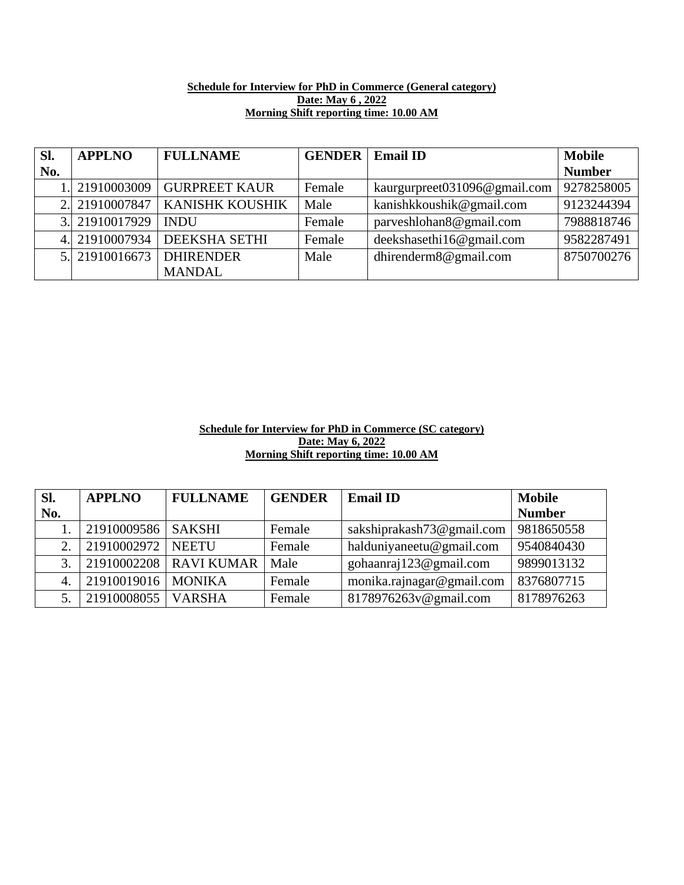**Schedule for Interview for PhD in Commerce (General category)**
**Date: May 6 , 2022**
**Morning Shift reporting time: 10.00 AM**

| Sl. No. | APPLNO | FULLNAME | GENDER | Email ID | Mobile Number |
|---|---|---|---|---|---|
| 1. | 21910003009 | GURPREET KAUR | Female | kaurgurpreet031096@gmail.com | 9278258005 |
| 2. | 21910007847 | KANISHK KOUSHIK | Male | kanishkkoushik@gmail.com | 9123244394 |
| 3. | 21910017929 | INDU | Female | parveshlohan8@gmail.com | 7988818746 |
| 4. | 21910007934 | DEEKSHA SETHI | Female | deekshasethi16@gmail.com | 9582287491 |
| 5. | 21910016673 | DHIRENDER MANDAL | Male | dhirenderm8@gmail.com | 8750700276 |

**Schedule for Interview for PhD in Commerce (SC category)**
**Date: May 6, 2022**
**Morning Shift reporting time: 10.00 AM**

| Sl. No. | APPLNO | FULLNAME | GENDER | Email ID | Mobile Number |
|---|---|---|---|---|---|
| 1. | 21910009586 | SAKSHI | Female | sakshiprakash73@gmail.com | 9818650558 |
| 2. | 21910002972 | NEETU | Female | halduniyaneetu@gmail.com | 9540840430 |
| 3. | 21910002208 | RAVI KUMAR | Male | gohaanraj123@gmail.com | 9899013132 |
| 4. | 21910019016 | MONIKA | Female | monika.rajnagar@gmail.com | 8376807715 |
| 5. | 21910008055 | VARSHA | Female | 8178976263v@gmail.com | 8178976263 |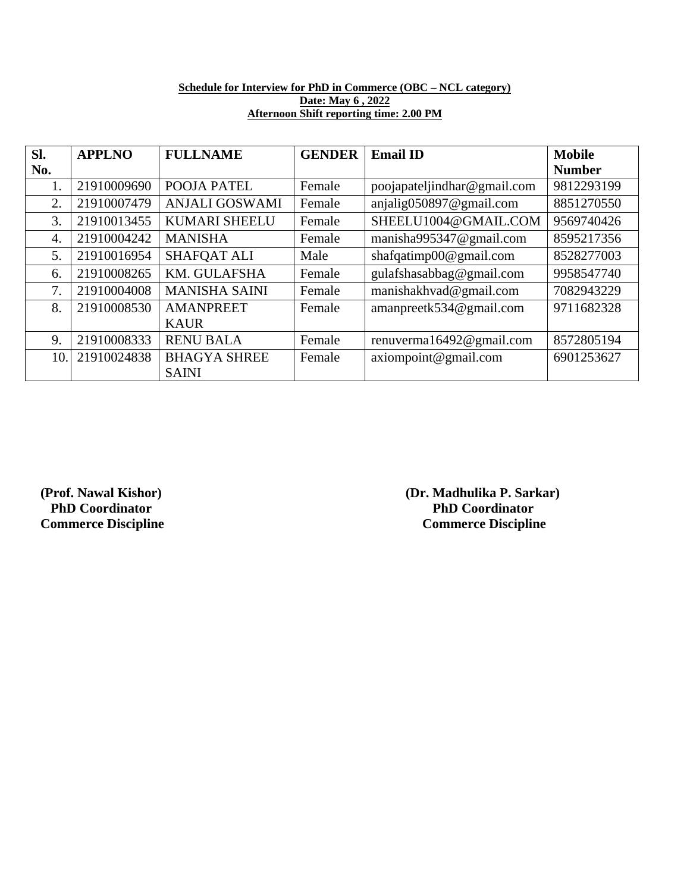**Schedule for Interview for PhD in Commerce (OBC – NCL category)**
**Date: May 6 , 2022**
**Afternoon Shift reporting time: 2.00 PM**

| Sl. No. | APPLNO | FULLNAME | GENDER | Email ID | Mobile Number |
|---|---|---|---|---|---|
| 1. | 21910009690 | POOJA PATEL | Female | poojapateljindhar@gmail.com | 9812293199 |
| 2. | 21910007479 | ANJALI GOSWAMI | Female | anjalig050897@gmail.com | 8851270550 |
| 3. | 21910013455 | KUMARI SHEELU | Female | SHEELU1004@GMAIL.COM | 9569740426 |
| 4. | 21910004242 | MANISHA | Female | manisha995347@gmail.com | 8595217356 |
| 5. | 21910016954 | SHAFQAT ALI | Male | shafqatimp00@gmail.com | 8528277003 |
| 6. | 21910008265 | KM. GULAFSHA | Female | gulafshasabbag@gmail.com | 9958547740 |
| 7. | 21910004008 | MANISHA SAINI | Female | manishakhvad@gmail.com | 7082943229 |
| 8. | 21910008530 | AMANPREET KAUR | Female | amanpreetk534@gmail.com | 9711682328 |
| 9. | 21910008333 | RENU BALA | Female | renuverma16492@gmail.com | 8572805194 |
| 10. | 21910024838 | BHAGYA SHREE SAINI | Female | axiompoint@gmail.com | 6901253627 |

**(Prof. Nawal Kishor)**
**PhD Coordinator**
**Commerce Discipline**

**(Dr. Madhulika P. Sarkar)**
**PhD Coordinator**
**Commerce Discipline**